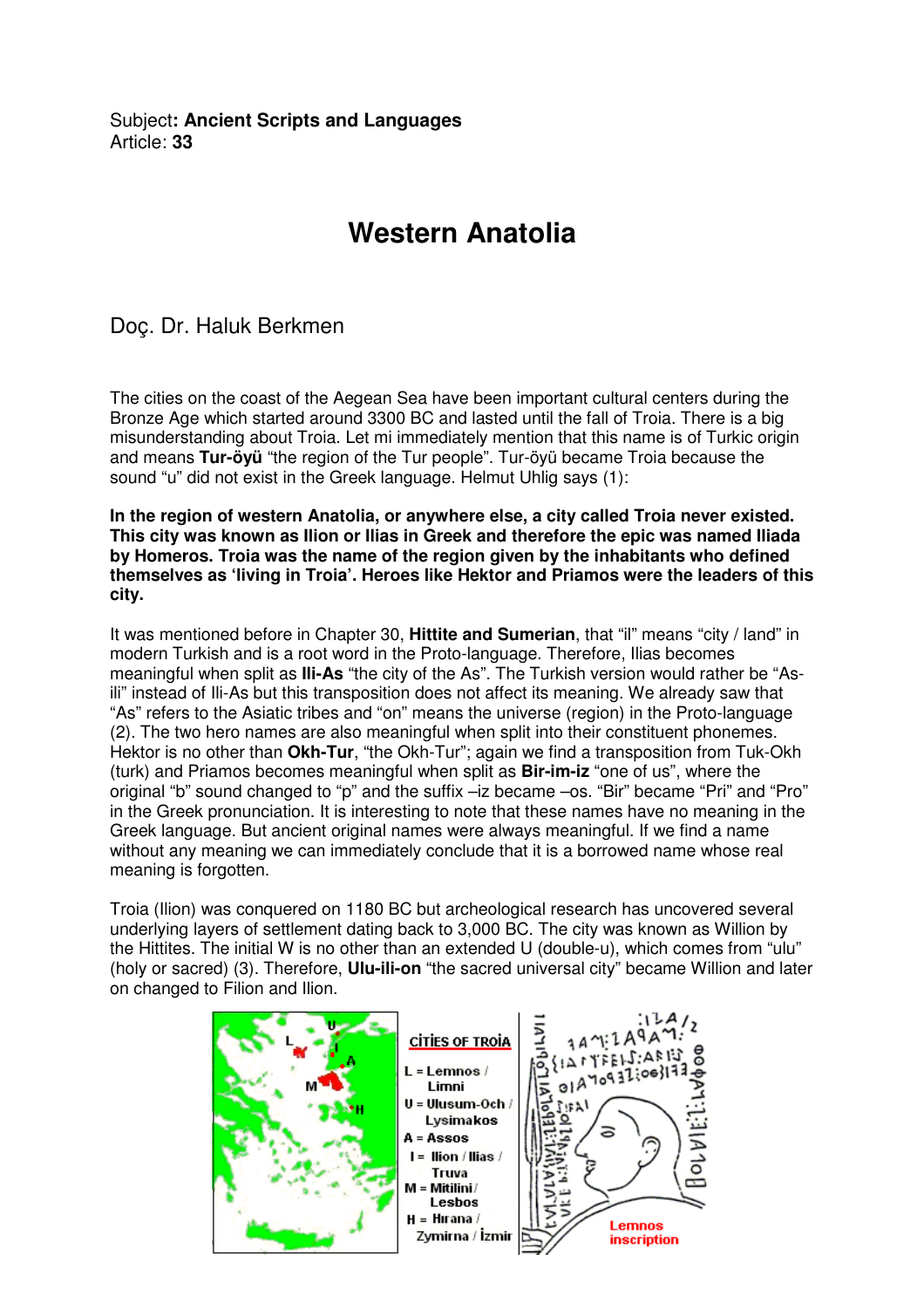Subject**: Ancient Scripts and Languages**
Article: **33**

# Western Anatolia

Doç. Dr. Haluk Berkmen

The cities on the coast of the Aegean Sea have been important cultural centers during the Bronze Age which started around 3300 BC and lasted until the fall of Troia. There is a big misunderstanding about Troia. Let mi immediately mention that this name is of Turkic origin and means **Tur-öyü** "the region of the Tur people". Tur-öyü became Troia because the sound "u" did not exist in the Greek language. Helmut Uhlig says (1):

**In the region of western Anatolia, or anywhere else, a city called Troia never existed. This city was known as Ilion or Ilias in Greek and therefore the epic was named Iliada by Homeros. Troia was the name of the region given by the inhabitants who defined themselves as 'living in Troia'. Heroes like Hektor and Priamos were the leaders of this city.**

It was mentioned before in Chapter 30, **Hittite and Sumerian**, that "il" means "city / land" in modern Turkish and is a root word in the Proto-language. Therefore, Ilias becomes meaningful when split as **Ili-As** "the city of the As". The Turkish version would rather be "As-ili" instead of Ili-As but this transposition does not affect its meaning. We already saw that "As" refers to the Asiatic tribes and "on" means the universe (region) in the Proto-language (2). The two hero names are also meaningful when split into their constituent phonemes. Hektor is no other than **Okh-Tur**, "the Okh-Tur"; again we find a transposition from Tuk-Okh (turk) and Priamos becomes meaningful when split as **Bir-im-iz** "one of us", where the original "b" sound changed to "p" and the suffix –iz became –os. "Bir" became "Pri" and "Pro" in the Greek pronunciation. It is interesting to note that these names have no meaning in the Greek language. But ancient original names were always meaningful. If we find a name without any meaning we can immediately conclude that it is a borrowed name whose real meaning is forgotten.

Troia (Ilion) was conquered on 1180 BC but archeological research has uncovered several underlying layers of settlement dating back to 3,000 BC. The city was known as Willion by the Hittites. The initial W is no other than an extended U (double-u), which comes from "ulu" (holy or sacred) (3). Therefore, **Ulu-ili-on** "the sacred universal city" became Willion and later on changed to Filion and Ilion.

CITIES OF TROIA

L = Lemnos / Limni
U = Ulusum-Och / Lysimakos
A = Assos
I = Ilion / Ilias / Truva
M = Mitilini / Lesbos
H = Hırana / Zymirna / İzmir

Lemnos inscription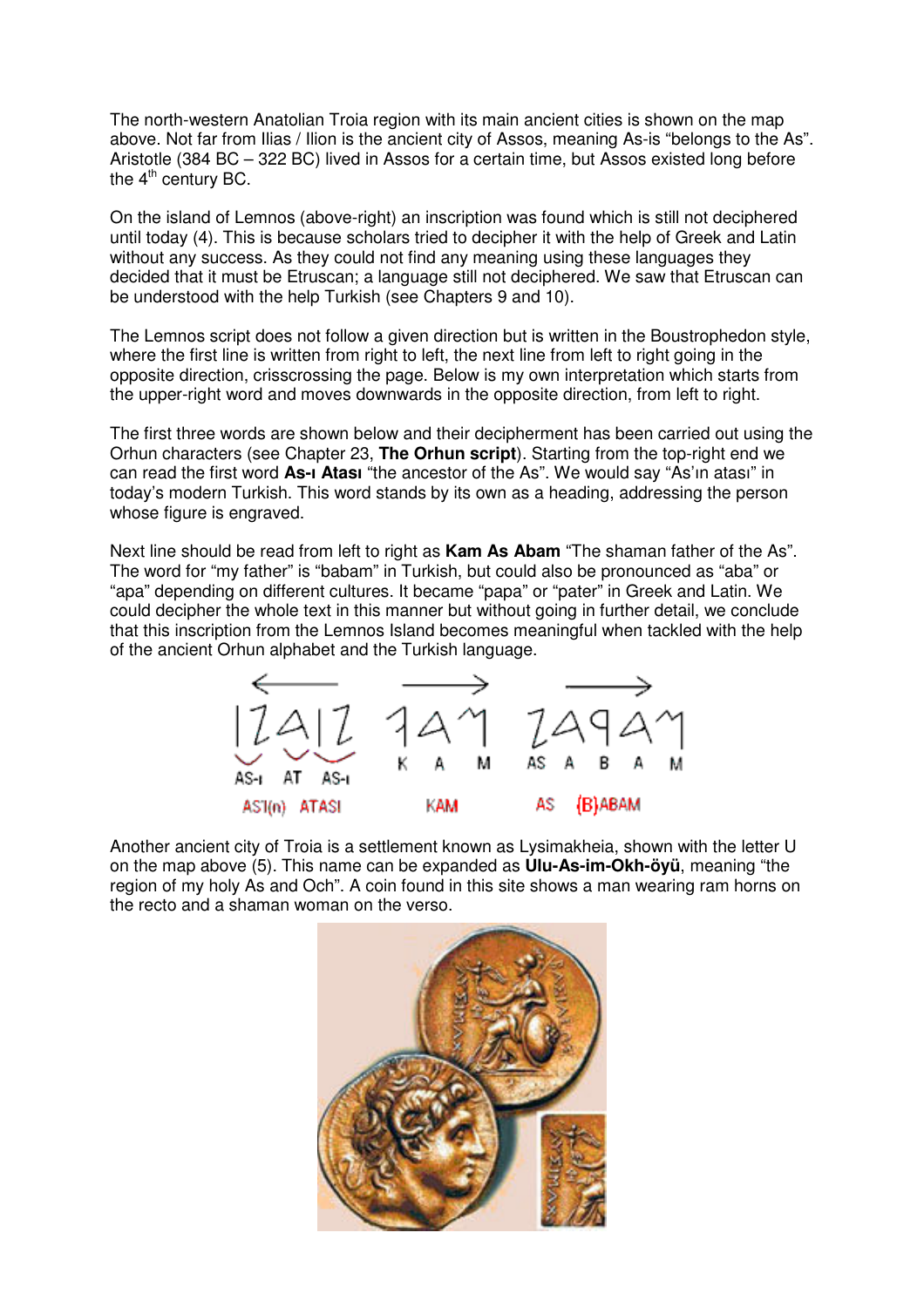The north-western Anatolian Troia region with its main ancient cities is shown on the map above. Not far from Ilias / Ilion is the ancient city of Assos, meaning As-is "belongs to the As". Aristotle (384 BC – 322 BC) lived in Assos for a certain time, but Assos existed long before the 4th century BC.

On the island of Lemnos (above-right) an inscription was found which is still not deciphered until today (4). This is because scholars tried to decipher it with the help of Greek and Latin without any success. As they could not find any meaning using these languages they decided that it must be Etruscan; a language still not deciphered. We saw that Etruscan can be understood with the help Turkish (see Chapters 9 and 10).

The Lemnos script does not follow a given direction but is written in the Boustrophedon style, where the first line is written from right to left, the next line from left to right going in the opposite direction, crisscrossing the page. Below is my own interpretation which starts from the upper-right word and moves downwards in the opposite direction, from left to right.

The first three words are shown below and their decipherment has been carried out using the Orhun characters (see Chapter 23, **The Orhun script**). Starting from the top-right end we can read the first word **As-ı Atası** "the ancestor of the As". We would say "As'ın atası" in today's modern Turkish. This word stands by its own as a heading, addressing the person whose figure is engraved.

Next line should be read from left to right as **Kam As Abam** "The shaman father of the As". The word for "my father" is "babam" in Turkish, but could also be pronounced as "aba" or "apa" depending on different cultures. It became "papa" or "pater" in Greek and Latin. We could decipher the whole text in this manner but without going in further detail, we conclude that this inscription from the Lemnos Island becomes meaningful when tackled with the help of the ancient Orhun alphabet and the Turkish language.

AS-ı AT AS-ı K A M AS A B A M

ASI(n) ATASI KAM AS (B)ABAM

Another ancient city of Troia is a settlement known as Lysimakheia, shown with the letter U on the map above (5). This name can be expanded as **Ulu-As-im-Okh-öyü**, meaning "the region of my holy As and Och". A coin found in this site shows a man wearing ram horns on the recto and a shaman woman on the verso.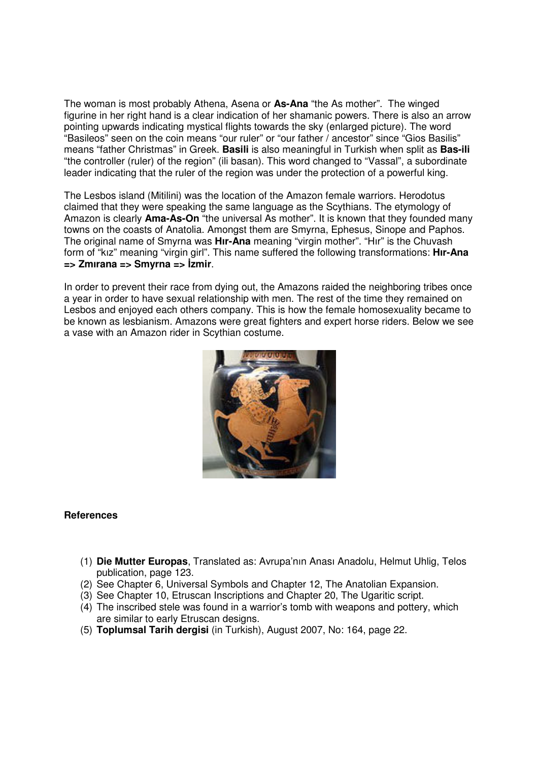The woman is most probably Athena, Asena or **As-Ana** “the As mother”. The winged figurine in her right hand is a clear indication of her shamanic powers. There is also an arrow pointing upwards indicating mystical flights towards the sky (enlarged picture). The word “Basileos” seen on the coin means “our ruler” or “our father / ancestor” since “Gios Basilis” means “father Christmas” in Greek. **Basili** is also meaningful in Turkish when split as **Bas-ili** “the controller (ruler) of the region” (ili basan). This word changed to “Vassal”, a subordinate leader indicating that the ruler of the region was under the protection of a powerful king.

The Lesbos island (Mitilini) was the location of the Amazon female warriors. Herodotus claimed that they were speaking the same language as the Scythians. The etymology of Amazon is clearly **Ama-As-On** “the universal As mother”. It is known that they founded many towns on the coasts of Anatolia. Amongst them are Smyrna, Ephesus, Sinope and Paphos. The original name of Smyrna was **Hır-Ana** meaning “virgin mother”. “Hır” is the Chuvash form of “kız” meaning “virgin girl”. This name suffered the following transformations: **Hır-Ana => Zmırana => Smyrna => İzmir**.

In order to prevent their race from dying out, the Amazons raided the neighboring tribes once a year in order to have sexual relationship with men. The rest of the time they remained on Lesbos and enjoyed each others company. This is how the female homosexuality became to be known as lesbianism. Amazons were great fighters and expert horse riders. Below we see a vase with an Amazon rider in Scythian costume.

**References**

1. **Die Mutter Europas**, Translated as: Avrupa’nın Anası Anadolu, Helmut Uhlig, Telos publication, page 123.
2. See Chapter 6, Universal Symbols and Chapter 12, The Anatolian Expansion.
3. See Chapter 10, Etruscan Inscriptions and Chapter 20, The Ugaritic script.
4. The inscribed stele was found in a warrior’s tomb with weapons and pottery, which are similar to early Etruscan designs.
5. **Toplumsal Tarih dergisi** (in Turkish), August 2007, No: 164, page 22.